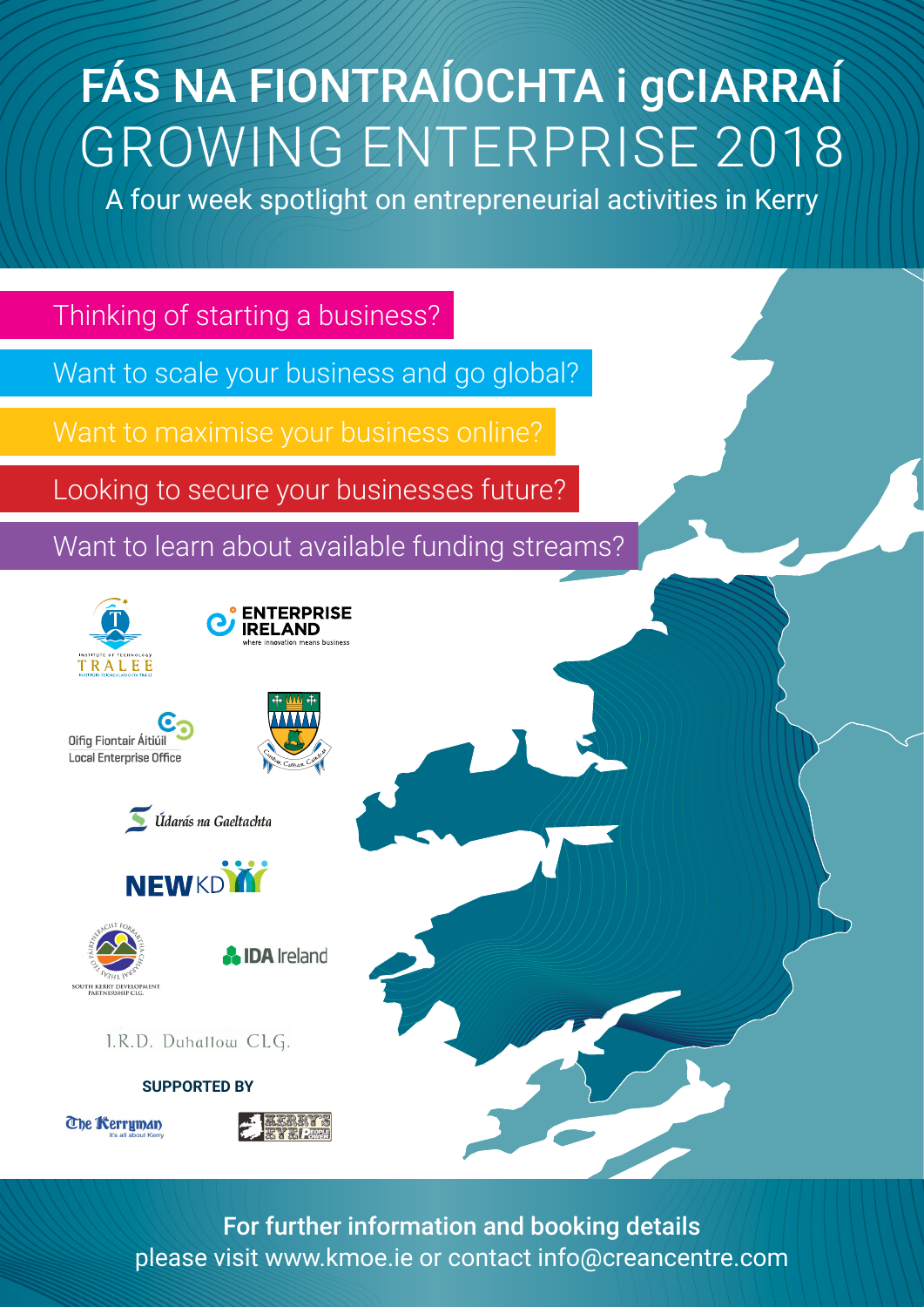# FÁS NA FIONTRAÍOCHTA i gCIARRAÍ

# GROWING ENTERPRISE 2018

A four week spotlight on entrepreneurial activities in Kerry

- Thinking of starting a business?
- Want to scale your business and go global?
- Want to maximise your business online?
- Looking to secure your businesses future?
- Want to learn about available funding streams?

Institute of Technology Tralee

Enterprise Ireland — where innovation means business

Oifig Fiontair Áitiúil — Local Enterprise Office

Údarás na Gaeltachta

NEWKD

South Kerry Development Partnership CLG.

IDA Ireland

I.R.D. Duhallow CLG.

**SUPPORTED BY**

The Kerryman — it's all about Kerry

Kerry's Eye

**For further information and booking details**
please visit www.kmoe.ie or contact info@creancentre.com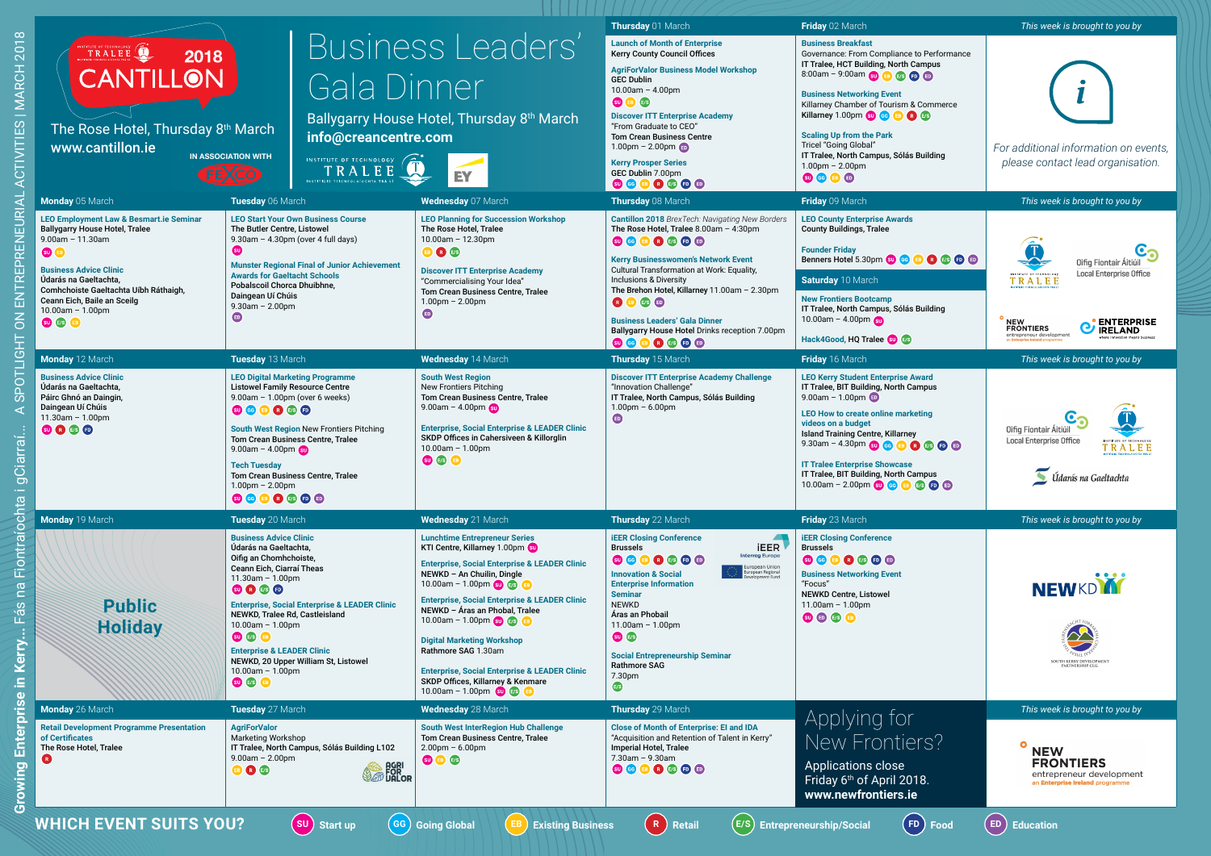Growing Enterprise in Kerry... Fás na Fiontraíochta i gCiarraí... A SPOTLIGHT ON ENTREPRENEURIAL ACTIVITIES | MARCH 2018

# 2018 CANTILLON

Institute of Technology Tralee

The Rose Hotel, Thursday 8th March
www.cantillon.ie

IN ASSOCIATION WITH FEXCO

# Business Leaders' Gala Dinner

Ballygarry House Hotel, Thursday 8th March
**info@creancentre.com**

Institute of Technology Tralee | EY

## Thursday 01 March

**Launch of Month of Enterprise**
Kerry County Council Offices

**AgriForValor Business Model Workshop**
GEC Dublin
10.00am – 4.00pm
SU EB E/S

**Discover ITT Enterprise Academy**
"From Graduate to CEO"
Tom Crean Business Centre
1.00pm – 2.00pm ED

**Kerry Prosper Series**
GEC Dublin 7.00pm
SU GG EB R E/S FD ED

## Friday 02 March

**Business Breakfast**
Governance: From Compliance to Performance
IT Tralee, HCT Building, North Campus
8:00am – 9:00am SU EB E/S FD ED

**Business Networking Event**
Killarney Chamber of Tourism & Commerce
Killarney 1.00pm SU GG EB R E/S

**Scaling Up from the Park**
Tricel "Going Global"
IT Tralee, North Campus, Sólás Building
1.00pm – 2.00pm
SU GG EB ED

*This week is brought to you by*

*For additional information on events, please contact lead organisation.*

## Monday 05 March

**LEO Employment Law & Besmart.ie Seminar**
Ballygarry House Hotel, Tralee
9.00am – 11.30am
SU EB

**Business Advice Clinic**
Údarás na Gaeltachta,
Comhchoiste Gaeltachta Uíbh Ráthaigh,
Ceann Eich, Baile an Sceilg
10.00am – 1.00pm
SU E/S EB

## Tuesday 06 March

**LEO Start Your Own Business Course**
The Butler Centre, Listowel
9.30am – 4.30pm (over 4 full days)
SU

**Munster Regional Final of Junior Achievement Awards for Gaeltacht Schools**
Pobalscoil Chorca Dhuibhne,
Daingean Uí Chúis
9.30am – 2.00pm
ED

## Wednesday 07 March

**LEO Planning for Succession Workshop**
The Rose Hotel, Tralee
10.00am – 12.30pm
EB R E/S

**Discover ITT Enterprise Academy**
"Commercialising Your Idea"
Tom Crean Business Centre, Tralee
1.00pm – 2.00pm
ED

## Thursday 08 March

**Cantillon 2018** *BrexTech: Navigating New Borders*
The Rose Hotel, Tralee 8.00am – 4:30pm
SU GG EB R E/S FD ED

**Kerry Businesswomen's Network Event**
Cultural Transformation at Work: Equality, Inclusions & Diversity
The Brehon Hotel, Killarney 11.00am – 2.30pm
R EB E/S ED

**Business Leaders' Gala Dinner**
Ballygarry House Hotel Drinks reception 7.00pm
SU GG EB R E/S FD ED

## Friday 09 March

**LEO County Enterprise Awards**
County Buildings, Tralee

**Founder Friday**
Benners Hotel 5.30pm SU GG EB R E/S FD ED

## Saturday 10 March

**New Frontiers Bootcamp**
IT Tralee, North Campus, Sólás Building
10.00am – 4.00pm SU

**Hack4Good,** HQ Tralee SU E/S

*This week is brought to you by*

Institute of Technology Tralee | Oifig Fiontair Áitiúil Local Enterprise Office | New Frontiers entrepreneur development an Enterprise Ireland programme | Enterprise Ireland

## Monday 12 March

**Business Advice Clinic**
Údarás na Gaeltachta,
Páirc Ghnó an Daingin,
Daingean Uí Chúis
11.30am – 1.00pm
SU R E/S FD

## Tuesday 13 March

**LEO Digital Marketing Programme**
Listowel Family Resource Centre
9.00am – 1.00pm (over 6 weeks)
SU GG EB R E/S FD

**South West Region** New Frontiers Pitching
Tom Crean Business Centre, Tralee
9.00am – 4.00pm SU

**Tech Tuesday**
Tom Crean Business Centre, Tralee
1.00pm – 2.00pm
SU GG EB R E/S FD ED

## Wednesday 14 March

**South West Region**
New Frontiers Pitching
Tom Crean Business Centre, Tralee
9.00am – 4.00pm SU

**Enterprise, Social Enterprise & LEADER Clinic**
SKDP Offices in Cahersiveen & Killorglin
10.00am – 1.00pm
SU E/S EB

## Thursday 15 March

**Discover ITT Enterprise Academy Challenge**
"Innovation Challenge"
IT Tralee, North Campus, Sólás Building
1.00pm – 6.00pm
ED

## Friday 16 March

**LEO Kerry Student Enterprise Award**
IT Tralee, BIT Building, North Campus
9.00am – 1.00pm ED

**LEO How to create online marketing videos on a budget**
Island Training Centre, Killarney
9.30am – 4.30pm SU GG EB R E/S FD ED

**IT Tralee Enterprise Showcase**
IT Tralee, BIT Building, North Campus
10.00am – 2.00pm SU GG EB R E/S FD ED

*This week is brought to you by*

Oifig Fiontair Áitiúil Local Enterprise Office | Institute of Technology Tralee | Údarás na Gaeltachta

## Monday 19 March

**Public Holiday**

## Tuesday 20 March

**Business Advice Clinic**
Údarás na Gaeltachta,
Oifig an Chomhchoiste,
Ceann Eich, Ciarraí Theas
11.30am – 1.00pm
SU R E/S FD

**Enterprise, Social Enterprise & LEADER Clinic**
NEWKD, Tralee Rd, Castleisland
10.00am – 1.00pm
SU E/S EB

**Enterprise & LEADER Clinic**
NEWKD, 20 Upper William St, Listowel
10.00am – 1.00pm
SU E/S EB

## Wednesday 21 March

**Lunchtime Entrepreneur Series**
KTI Centre, Killarney 1.00pm SU

**Enterprise, Social Enterprise & LEADER Clinic**
NEWKD – An Chuilin, Dingle
10.00am – 1.00pm SU E/S EB

**Enterprise, Social Enterprise & LEADER Clinic**
NEWKD – Áras an Phobal, Tralee
10.00am – 1.00pm SU E/S EB

**Digital Marketing Workshop**
Rathmore SAG 1.30am

**Enterprise, Social Enterprise & LEADER Clinic**
SKDP Offices, Killarney & Kenmare
10.00am – 1.00pm SU E/S EB

## Thursday 22 March

**iEER Closing Conference**
Brussels
SU GG EB R E/S FD ED

iEER Interreg Europe | European Union European Regional Development Fund

**Innovation & Social Enterprise Information Seminar**
NEWKD
Áras an Phobail
11.00am – 1.00pm
SU E/S

**Social Entrepreneurship Seminar**
Rathmore SAG
7.30pm
E/S

## Friday 23 March

**iEER Closing Conference**
Brussels
SU GG EB R E/S FD ED

**Business Networking Event**
"Focus"
NEWKD Centre, Listowel
11.00am – 1.00pm
SU ED E/S EB

*This week is brought to you by*

NEWKD | South Kerry Development Partnership CLG

## Monday 26 March

**Retail Development Programme Presentation of Certificates**
The Rose Hotel, Tralee
R

## Tuesday 27 March

**AgriForValor**
Marketing Workshop
IT Tralee, North Campus, Sólás Building L102
9.00am – 2.00pm
EB R E/S

AGRI FOR VALOR

## Wednesday 28 March

**South West InterRegion Hub Challenge**
Tom Crean Business Centre, Tralee
2.00pm – 6.00pm
SU EB E/S

## Thursday 29 March

**Close of Month of Enterprise: EI and IDA**
"Acquisition and Retention of Talent in Kerry"
Imperial Hotel, Tralee
7.30am – 9.30am
SU GG EB R E/S FD ED

## Applying for New Frontiers?

Applications close
Friday 6th of April 2018.
**www.newfrontiers.ie**

*This week is brought to you by*

New Frontiers entrepreneur development an Enterprise Ireland programme

## WHICH EVENT SUITS YOU?

- SU – Start up
- GG – Going Global
- EB – Existing Business
- R – Retail
- E/S – Entrepreneurship/Social
- FD – Food
- ED – Education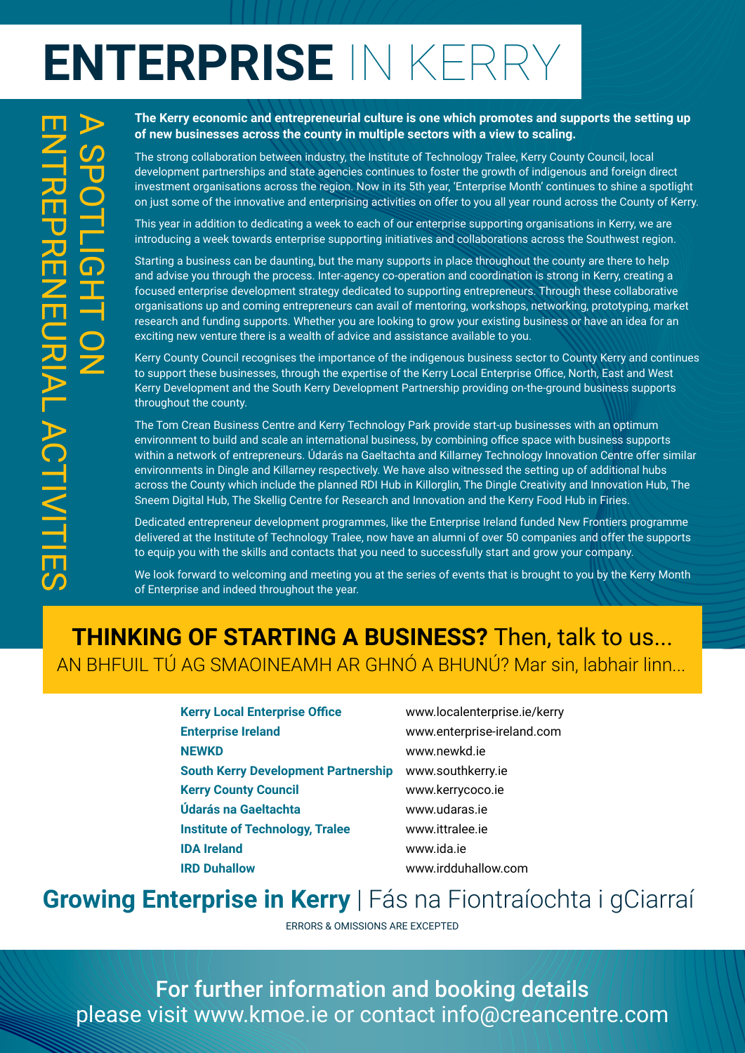# ENTERPRISE IN KERRY

## A SPOTLIGHT ON ENTREPRENEURIAL ACTIVITIES

**The Kerry economic and entrepreneurial culture is one which promotes and supports the setting up of new businesses across the county in multiple sectors with a view to scaling.**

The strong collaboration between industry, the Institute of Technology Tralee, Kerry County Council, local development partnerships and state agencies continues to foster the growth of indigenous and foreign direct investment organisations across the region. Now in its 5th year, 'Enterprise Month' continues to shine a spotlight on just some of the innovative and enterprising activities on offer to you all year round across the County of Kerry.

This year in addition to dedicating a week to each of our enterprise supporting organisations in Kerry, we are introducing a week towards enterprise supporting initiatives and collaborations across the Southwest region.

Starting a business can be daunting, but the many supports in place throughout the county are there to help and advise you through the process. Inter-agency co-operation and coordination is strong in Kerry, creating a focused enterprise development strategy dedicated to supporting entrepreneurs. Through these collaborative organisations up and coming entrepreneurs can avail of mentoring, workshops, networking, prototyping, market research and funding supports. Whether you are looking to grow your existing business or have an idea for an exciting new venture there is a wealth of advice and assistance available to you.

Kerry County Council recognises the importance of the indigenous business sector to County Kerry and continues to support these businesses, through the expertise of the Kerry Local Enterprise Office, North, East and West Kerry Development and the South Kerry Development Partnership providing on-the-ground business supports throughout the county.

The Tom Crean Business Centre and Kerry Technology Park provide start-up businesses with an optimum environment to build and scale an international business, by combining office space with business supports within a network of entrepreneurs. Údarás na Gaeltachta and Killarney Technology Innovation Centre offer similar environments in Dingle and Killarney respectively. We have also witnessed the setting up of additional hubs across the County which include the planned RDI Hub in Killorglin, The Dingle Creativity and Innovation Hub, The Sneem Digital Hub, The Skellig Centre for Research and Innovation and the Kerry Food Hub in Firies.

Dedicated entrepreneur development programmes, like the Enterprise Ireland funded New Frontiers programme delivered at the Institute of Technology Tralee, now have an alumni of over 50 companies and offer the supports to equip you with the skills and contacts that you need to successfully start and grow your company.

We look forward to welcoming and meeting you at the series of events that is brought to you by the Kerry Month of Enterprise and indeed throughout the year.

## THINKING OF STARTING A BUSINESS? Then, talk to us...

AN BHFUIL TÚ AG SMAOINEAMH AR GHNÓ A BHUNÚ? Mar sin, labhair linn...

| | |
|---|---|
| **Kerry Local Enterprise Office** | www.localenterprise.ie/kerry |
| **Enterprise Ireland** | www.enterprise-ireland.com |
| **NEWKD** | www.newkd.ie |
| **South Kerry Development Partnership** | www.southkerry.ie |
| **Kerry County Council** | www.kerrycoco.ie |
| **Údarás na Gaeltachta** | www.udaras.ie |
| **Institute of Technology, Tralee** | www.ittralee.ie |
| **IDA Ireland** | www.ida.ie |
| **IRD Duhallow** | www.irdduhallow.com |

## **Growing Enterprise in Kerry** | Fás na Fiontraíochta i gCiarraí

ERRORS & OMISSIONS ARE EXCEPTED

**For further information and booking details**
please visit www.kmoe.ie or contact info@creancentre.com